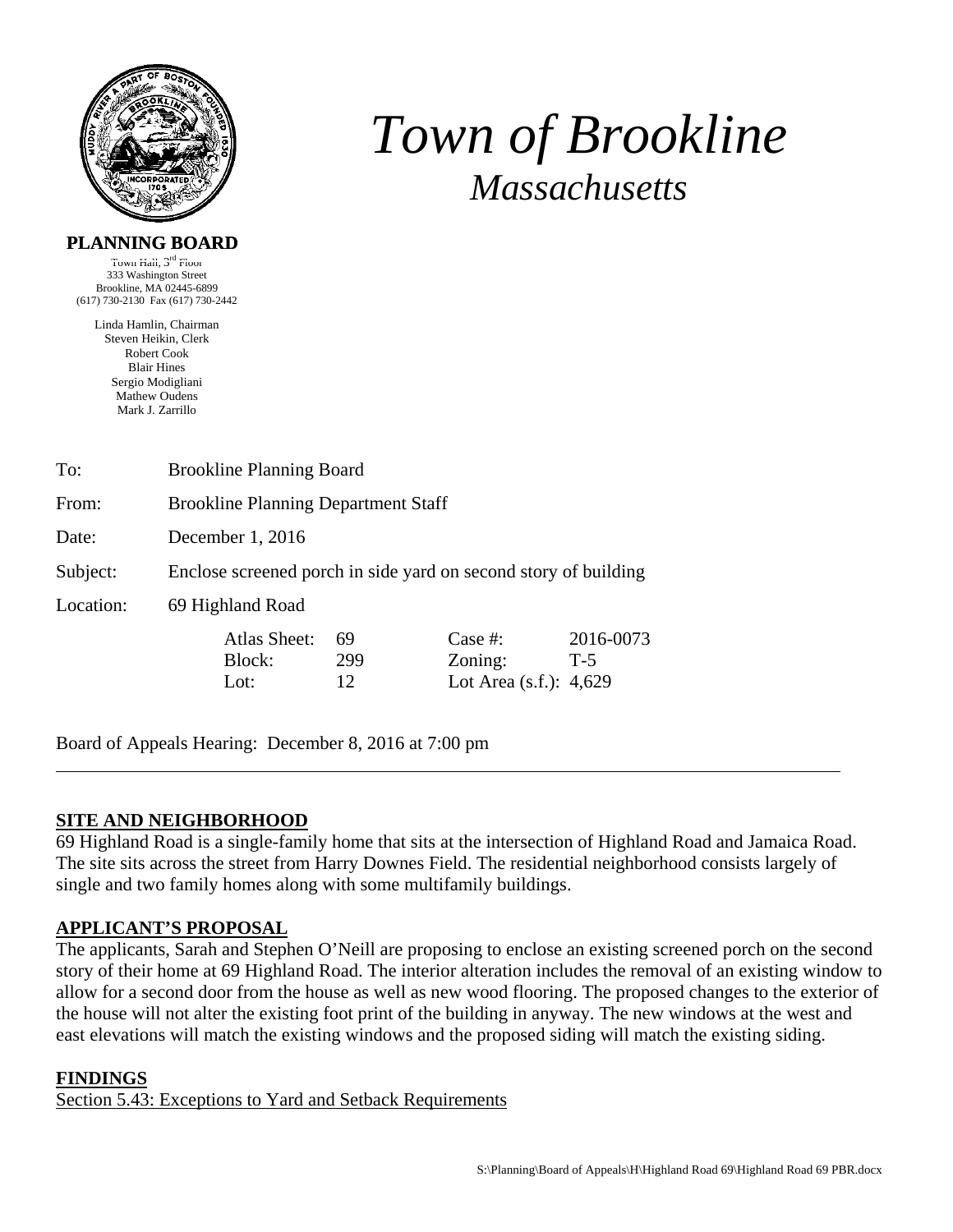# *Town of Brookline*

## *Massachusetts*

**PLANNING BOARD**

Town Hall, 3rd Floor
333 Washington Street
Brookline, MA 02445-6899
(617) 730-2130 Fax (617) 730-2442

Linda Hamlin, Chairman
Steven Heikin, Clerk
Robert Cook
Blair Hines
Sergio Modigliani
Mathew Oudens
Mark J. Zarrillo

| | |
|---|---|
| To: | Brookline Planning Board |
| From: | Brookline Planning Department Staff |
| Date: | December 1, 2016 |
| Subject: | Enclose screened porch in side yard on second story of building |
| Location: | 69 Highland Road |

| | | | |
|---|---|---|---|
| Atlas Sheet: | 69 | Case #: | 2016-0073 |
| Block: | 299 | Zoning: | T-5 |
| Lot: | 12 | Lot Area (s.f.): | 4,629 |

Board of Appeals Hearing: December 8, 2016 at 7:00 pm

---

**SITE AND NEIGHBORHOOD**

69 Highland Road is a single-family home that sits at the intersection of Highland Road and Jamaica Road. The site sits across the street from Harry Downes Field. The residential neighborhood consists largely of single and two family homes along with some multifamily buildings.

**APPLICANT'S PROPOSAL**

The applicants, Sarah and Stephen O'Neill are proposing to enclose an existing screened porch on the second story of their home at 69 Highland Road. The interior alteration includes the removal of an existing window to allow for a second door from the house as well as new wood flooring. The proposed changes to the exterior of the house will not alter the existing foot print of the building in anyway. The new windows at the west and east elevations will match the existing windows and the proposed siding will match the existing siding.

**FINDINGS**

Section 5.43: Exceptions to Yard and Setback Requirements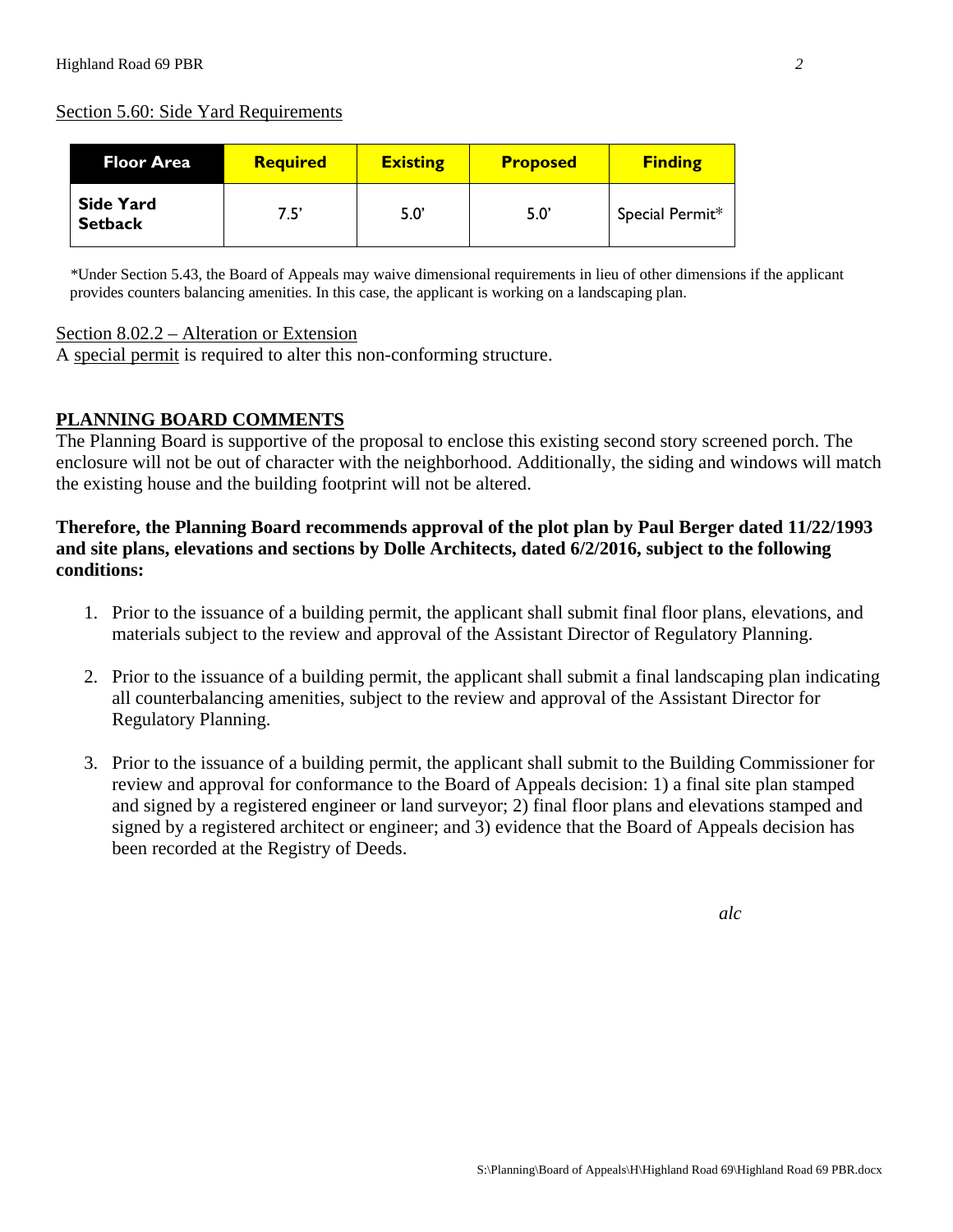Section 5.60: Side Yard Requirements

| Floor Area | Required | Existing | Proposed | Finding |
|---|---|---|---|---|
| **Side Yard Setback** | 7.5' | 5.0' | 5.0' | Special Permit* |

*Under Section 5.43, the Board of Appeals may waive dimensional requirements in lieu of other dimensions if the applicant provides counters balancing amenities. In this case, the applicant is working on a landscaping plan.

Section 8.02.2 – Alteration or Extension
A special permit is required to alter this non-conforming structure.

## PLANNING BOARD COMMENTS

The Planning Board is supportive of the proposal to enclose this existing second story screened porch. The enclosure will not be out of character with the neighborhood. Additionally, the siding and windows will match the existing house and the building footprint will not be altered.

**Therefore, the Planning Board recommends approval of the plot plan by Paul Berger dated 11/22/1993 and site plans, elevations and sections by Dolle Architects, dated 6/2/2016, subject to the following conditions:**

1. Prior to the issuance of a building permit, the applicant shall submit final floor plans, elevations, and materials subject to the review and approval of the Assistant Director of Regulatory Planning.

2. Prior to the issuance of a building permit, the applicant shall submit a final landscaping plan indicating all counterbalancing amenities, subject to the review and approval of the Assistant Director for Regulatory Planning.

3. Prior to the issuance of a building permit, the applicant shall submit to the Building Commissioner for review and approval for conformance to the Board of Appeals decision: 1) a final site plan stamped and signed by a registered engineer or land surveyor; 2) final floor plans and elevations stamped and signed by a registered architect or engineer; and 3) evidence that the Board of Appeals decision has been recorded at the Registry of Deeds.

*alc*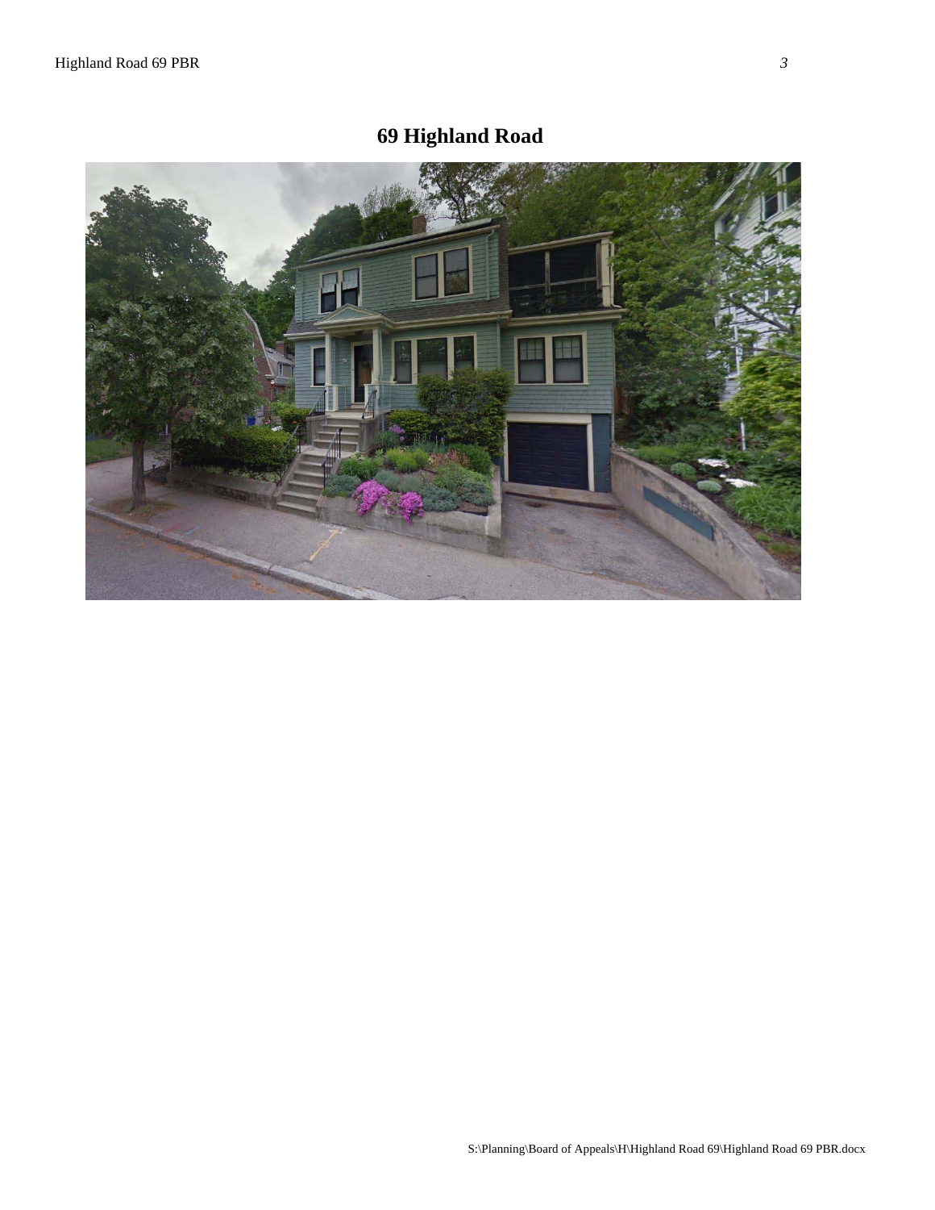# 69 Highland Road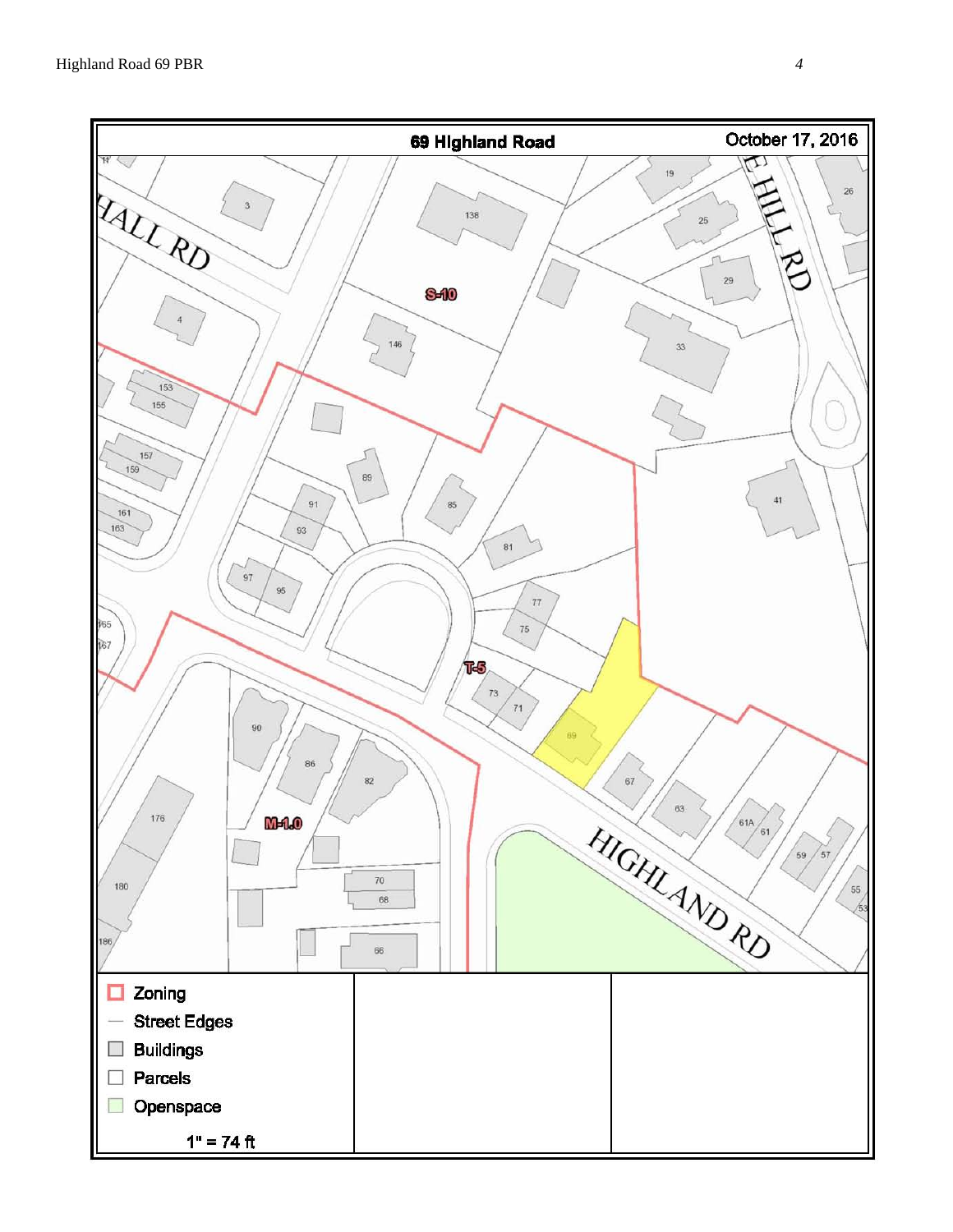**69 Highland Road**

October 17, 2016

HALL RD

HILL RD

HIGHLAND RD

S-10

T-5

M-1.0

3
4
138
146
19
25
26
29
33
41
153
155
157
159
161
163
165
167
89
91
93
85
81
97
95
77
75
73
71
69
67
63
61A
61
59
57
55
53
90
86
82
176
180
186
70
68
66

Zoning

Street Edges

Buildings

Parcels

Openspace

1" = 74 ft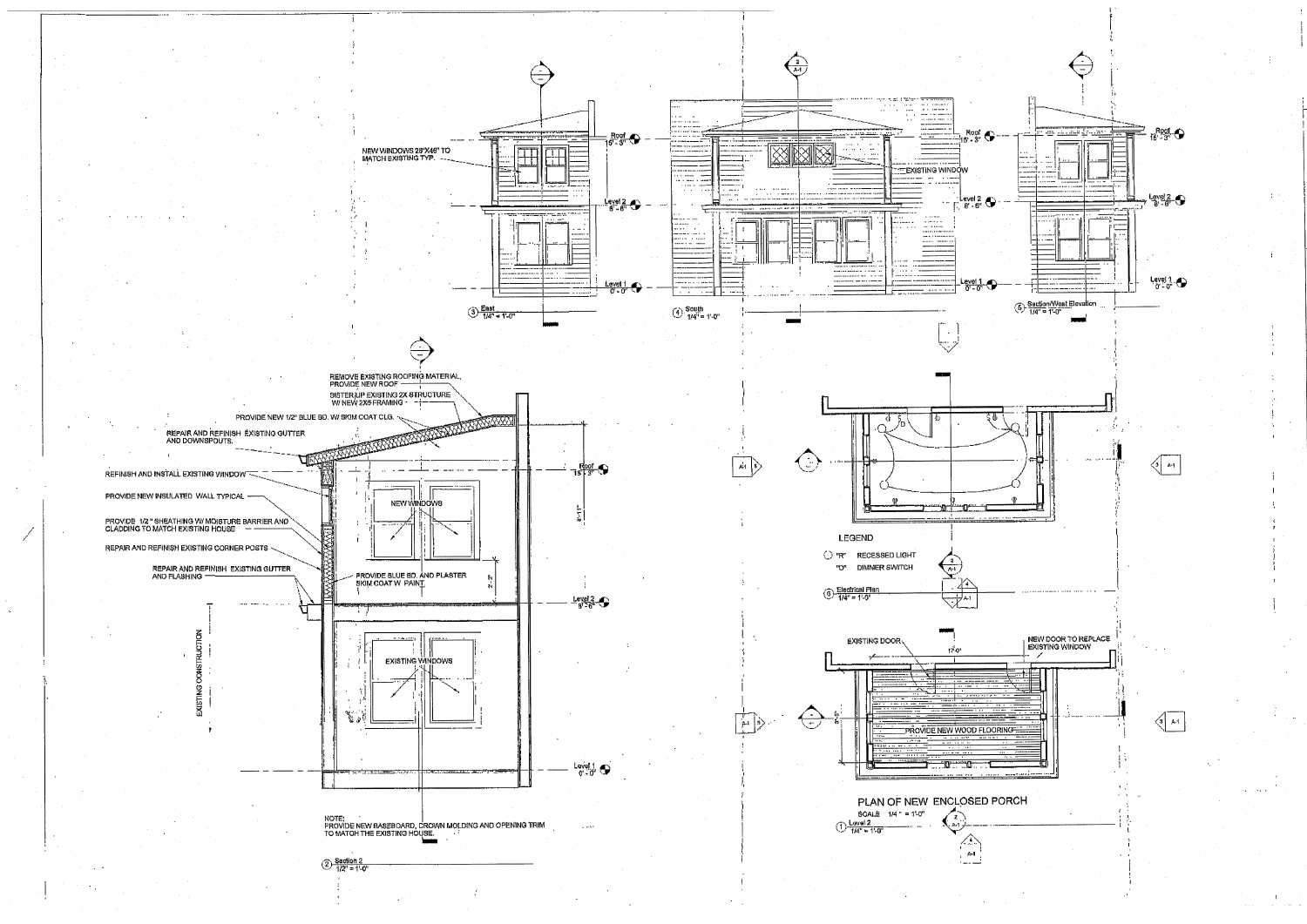NEW WINDOWS 28"X46" TO MATCH EXISTING TYP.

Roof 15' - 3"

Level 2 8' - 6"

Level 1 0' - 0"

(3) East 1/4" = 1'-0"

EXISTING WINDOW

Roof 15' - 3"

Level 2 8' - 6"

Level 1 0' - 0"

(4) South 1/4" = 1'-0"

Roof 15' - 3"

Level 2 8' - 6"

Level 1 0' - 0"

(5) Section/West Elevation 1/4" = 1'-0"

REMOVE EXISTING ROOFING MATERIAL, PROVIDE NEW ROOF

SISTER UP EXISTING 2X STRUCTURE W/ NEW 2X8 FRAMING

PROVIDE NEW 1/2" BLUE BD. W/ SKIM COAT CLG.

REPAIR AND REFINISH EXISTING GUTTER AND DOWNSPOUTS.

REFINISH AND INSTALL EXISTING WINDOW

PROVIDE NEW INSULATED WALL TYPICAL

PROVIDE 1/2" SHEATHING W/ MOISTURE BARRIER AND CLADDING TO MATCH EXISTING HOUSE

REPAIR AND REFINISH EXISTING CORNER POSTS

REPAIR AND REFINISH EXISTING GUTTER AND FLASHING

PROVIDE BLUE BD. AND PLASTER SKIM COAT W/ PAINT

NEW WINDOWS

EXISTING WINDOWS

EXISTING CONSTRUCTION

Roof 15' - 3"

Level 2 8' - 6"

Level 1 0' - 0"

NOTE:
PROVIDE NEW BASEBOARD, CROWN MOLDING AND OPENING TRIM TO MATCH THE EXISTING HOUSE.

(2) Section 2 1/2" = 1'-0"

LEGEND

"R" RECESSED LIGHT

"D" DIMMER SWITCH

(6) Electrical Plan 1/4" = 1'-0"

EXISTING DOOR

NEW DOOR TO REPLACE EXISTING WINDOW

12'-0"

PROVIDE NEW WOOD FLOORING

PLAN OF NEW ENCLOSED PORCH

SCALE 1/4" = 1'-0"

(1) Level 2 1/4" = 1'-0"